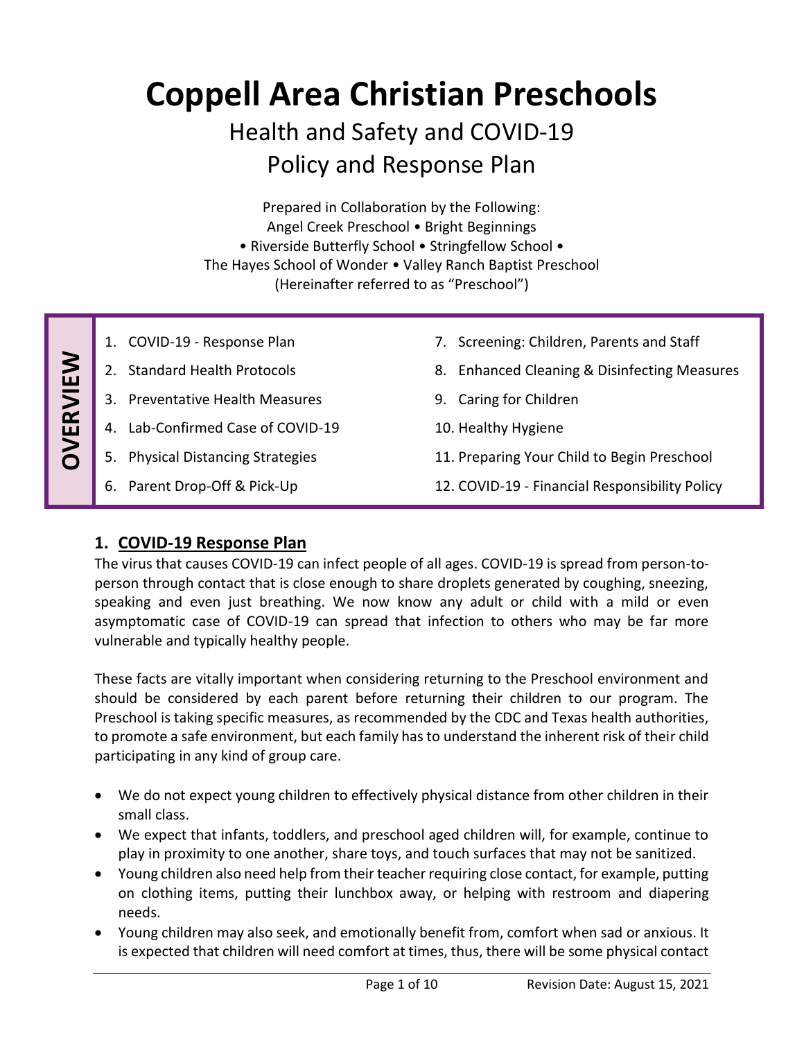# Coppell Area Christian Preschools

## Health and Safety and COVID-19 Policy and Response Plan

Prepared in Collaboration by the Following:
Angel Creek Preschool • Bright Beginnings
• Riverside Butterfly School • Stringfellow School •
The Hayes School of Wonder • Valley Ranch Baptist Preschool
(Hereinafter referred to as "Preschool")

**OVERVIEW**

1. COVID-19 - Response Plan
2. Standard Health Protocols
3. Preventative Health Measures
4. Lab-Confirmed Case of COVID-19
5. Physical Distancing Strategies
6. Parent Drop-Off & Pick-Up
7. Screening: Children, Parents and Staff
8. Enhanced Cleaning & Disinfecting Measures
9. Caring for Children
10. Healthy Hygiene
11. Preparing Your Child to Begin Preschool
12. COVID-19 - Financial Responsibility Policy

## 1. COVID-19 Response Plan

The virus that causes COVID-19 can infect people of all ages. COVID-19 is spread from person-to-person through contact that is close enough to share droplets generated by coughing, sneezing, speaking and even just breathing. We now know any adult or child with a mild or even asymptomatic case of COVID-19 can spread that infection to others who may be far more vulnerable and typically healthy people.

These facts are vitally important when considering returning to the Preschool environment and should be considered by each parent before returning their children to our program. The Preschool is taking specific measures, as recommended by the CDC and Texas health authorities, to promote a safe environment, but each family has to understand the inherent risk of their child participating in any kind of group care.

- We do not expect young children to effectively physical distance from other children in their small class.
- We expect that infants, toddlers, and preschool aged children will, for example, continue to play in proximity to one another, share toys, and touch surfaces that may not be sanitized.
- Young children also need help from their teacher requiring close contact, for example, putting on clothing items, putting their lunchbox away, or helping with restroom and diapering needs.
- Young children may also seek, and emotionally benefit from, comfort when sad or anxious. It is expected that children will need comfort at times, thus, there will be some physical contact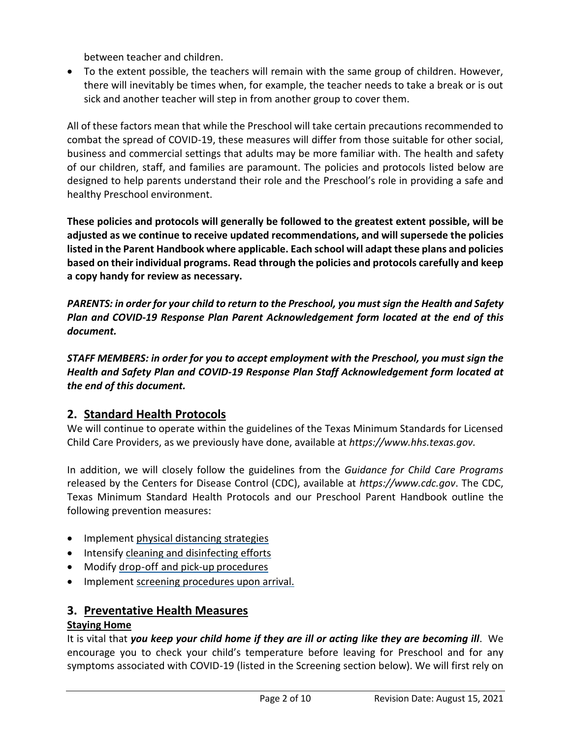between teacher and children.

- To the extent possible, the teachers will remain with the same group of children. However, there will inevitably be times when, for example, the teacher needs to take a break or is out sick and another teacher will step in from another group to cover them.

All of these factors mean that while the Preschool will take certain precautions recommended to combat the spread of COVID-19, these measures will differ from those suitable for other social, business and commercial settings that adults may be more familiar with. The health and safety of our children, staff, and families are paramount. The policies and protocols listed below are designed to help parents understand their role and the Preschool's role in providing a safe and healthy Preschool environment.

**These policies and protocols will generally be followed to the greatest extent possible, will be adjusted as we continue to receive updated recommendations, and will supersede the policies listed in the Parent Handbook where applicable. Each school will adapt these plans and policies based on their individual programs. Read through the policies and protocols carefully and keep a copy handy for review as necessary.**

***PARENTS: in order for your child to return to the Preschool, you must sign the Health and Safety Plan and COVID-19 Response Plan Parent Acknowledgement form located at the end of this document.***

***STAFF MEMBERS: in order for you to accept employment with the Preschool, you must sign the Health and Safety Plan and COVID-19 Response Plan Staff Acknowledgement form located at the end of this document.***

## 2. Standard Health Protocols

We will continue to operate within the guidelines of the Texas Minimum Standards for Licensed Child Care Providers, as we previously have done, available at *https://www.hhs.texas.gov.*

In addition, we will closely follow the guidelines from the *Guidance for Child Care Programs* released by the Centers for Disease Control (CDC), available at *https://www.cdc.gov*. The CDC, Texas Minimum Standard Health Protocols and our Preschool Parent Handbook outline the following prevention measures:

- Implement physical distancing strategies
- Intensify cleaning and disinfecting efforts
- Modify drop-off and pick-up procedures
- Implement screening procedures upon arrival.

## 3. Preventative Health Measures

### Staying Home

It is vital that ***you keep your child home if they are ill or acting like they are becoming ill***. We encourage you to check your child's temperature before leaving for Preschool and for any symptoms associated with COVID-19 (listed in the Screening section below). We will first rely on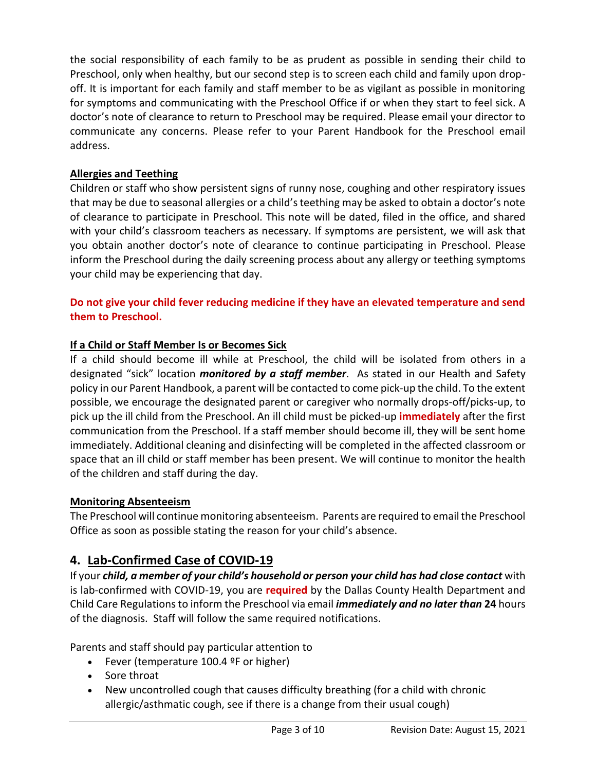the social responsibility of each family to be as prudent as possible in sending their child to Preschool, only when healthy, but our second step is to screen each child and family upon drop-off. It is important for each family and staff member to be as vigilant as possible in monitoring for symptoms and communicating with the Preschool Office if or when they start to feel sick. A doctor's note of clearance to return to Preschool may be required. Please email your director to communicate any concerns. Please refer to your Parent Handbook for the Preschool email address.

**Allergies and Teething**

Children or staff who show persistent signs of runny nose, coughing and other respiratory issues that may be due to seasonal allergies or a child's teething may be asked to obtain a doctor's note of clearance to participate in Preschool. This note will be dated, filed in the office, and shared with your child's classroom teachers as necessary. If symptoms are persistent, we will ask that you obtain another doctor's note of clearance to continue participating in Preschool. Please inform the Preschool during the daily screening process about any allergy or teething symptoms your child may be experiencing that day.

**Do not give your child fever reducing medicine if they have an elevated temperature and send them to Preschool.**

**If a Child or Staff Member Is or Becomes Sick**

If a child should become ill while at Preschool, the child will be isolated from others in a designated "sick" location ***monitored by a staff member***. As stated in our Health and Safety policy in our Parent Handbook, a parent will be contacted to come pick-up the child. To the extent possible, we encourage the designated parent or caregiver who normally drops-off/picks-up, to pick up the ill child from the Preschool. An ill child must be picked-up **immediately** after the first communication from the Preschool. If a staff member should become ill, they will be sent home immediately. Additional cleaning and disinfecting will be completed in the affected classroom or space that an ill child or staff member has been present. We will continue to monitor the health of the children and staff during the day.

**Monitoring Absenteeism**

The Preschool will continue monitoring absenteeism. Parents are required to email the Preschool Office as soon as possible stating the reason for your child's absence.

## 4. Lab-Confirmed Case of COVID-19

If your ***child, a member of your child's household or person your child has had close contact*** with is lab-confirmed with COVID-19, you are **required** by the Dallas County Health Department and Child Care Regulations to inform the Preschool via email ***immediately and no later than*** **24** hours of the diagnosis. Staff will follow the same required notifications.

Parents and staff should pay particular attention to

- Fever (temperature 100.4 ºF or higher)
- Sore throat
- New uncontrolled cough that causes difficulty breathing (for a child with chronic allergic/asthmatic cough, see if there is a change from their usual cough)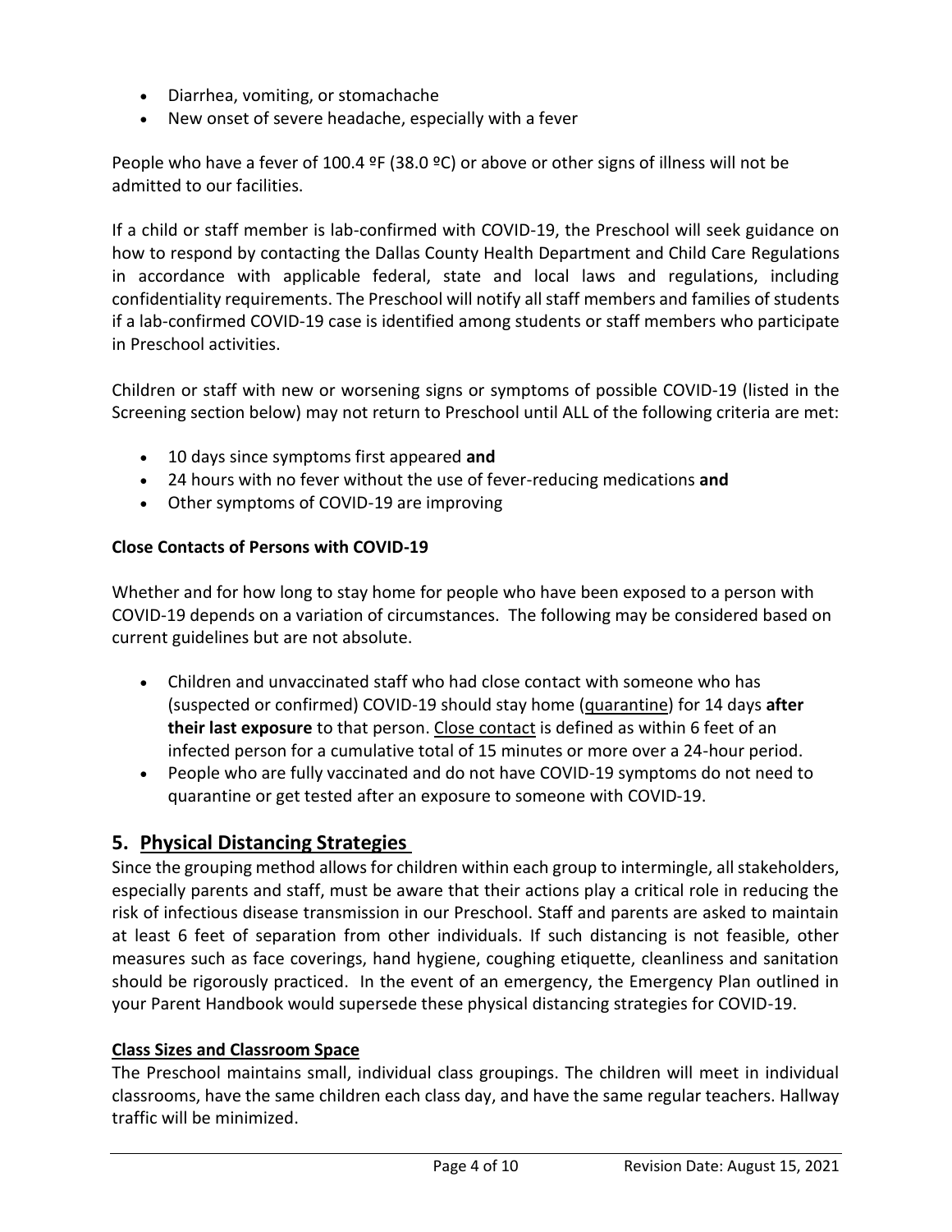- Diarrhea, vomiting, or stomachache
- New onset of severe headache, especially with a fever

People who have a fever of 100.4 ºF (38.0 ºC) or above or other signs of illness will not be admitted to our facilities.

If a child or staff member is lab-confirmed with COVID-19, the Preschool will seek guidance on how to respond by contacting the Dallas County Health Department and Child Care Regulations in accordance with applicable federal, state and local laws and regulations, including confidentiality requirements. The Preschool will notify all staff members and families of students if a lab-confirmed COVID-19 case is identified among students or staff members who participate in Preschool activities.

Children or staff with new or worsening signs or symptoms of possible COVID-19 (listed in the Screening section below) may not return to Preschool until ALL of the following criteria are met:

- 10 days since symptoms first appeared **and**
- 24 hours with no fever without the use of fever-reducing medications **and**
- Other symptoms of COVID-19 are improving

**Close Contacts of Persons with COVID-19**

Whether and for how long to stay home for people who have been exposed to a person with COVID-19 depends on a variation of circumstances. The following may be considered based on current guidelines but are not absolute.

- Children and unvaccinated staff who had close contact with someone who has (suspected or confirmed) COVID-19 should stay home (quarantine) for 14 days **after their last exposure** to that person. Close contact is defined as within 6 feet of an infected person for a cumulative total of 15 minutes or more over a 24-hour period.
- People who are fully vaccinated and do not have COVID-19 symptoms do not need to quarantine or get tested after an exposure to someone with COVID-19.

## 5. Physical Distancing Strategies

Since the grouping method allows for children within each group to intermingle, all stakeholders, especially parents and staff, must be aware that their actions play a critical role in reducing the risk of infectious disease transmission in our Preschool. Staff and parents are asked to maintain at least 6 feet of separation from other individuals. If such distancing is not feasible, other measures such as face coverings, hand hygiene, coughing etiquette, cleanliness and sanitation should be rigorously practiced. In the event of an emergency, the Emergency Plan outlined in your Parent Handbook would supersede these physical distancing strategies for COVID-19.

**Class Sizes and Classroom Space**

The Preschool maintains small, individual class groupings. The children will meet in individual classrooms, have the same children each class day, and have the same regular teachers. Hallway traffic will be minimized.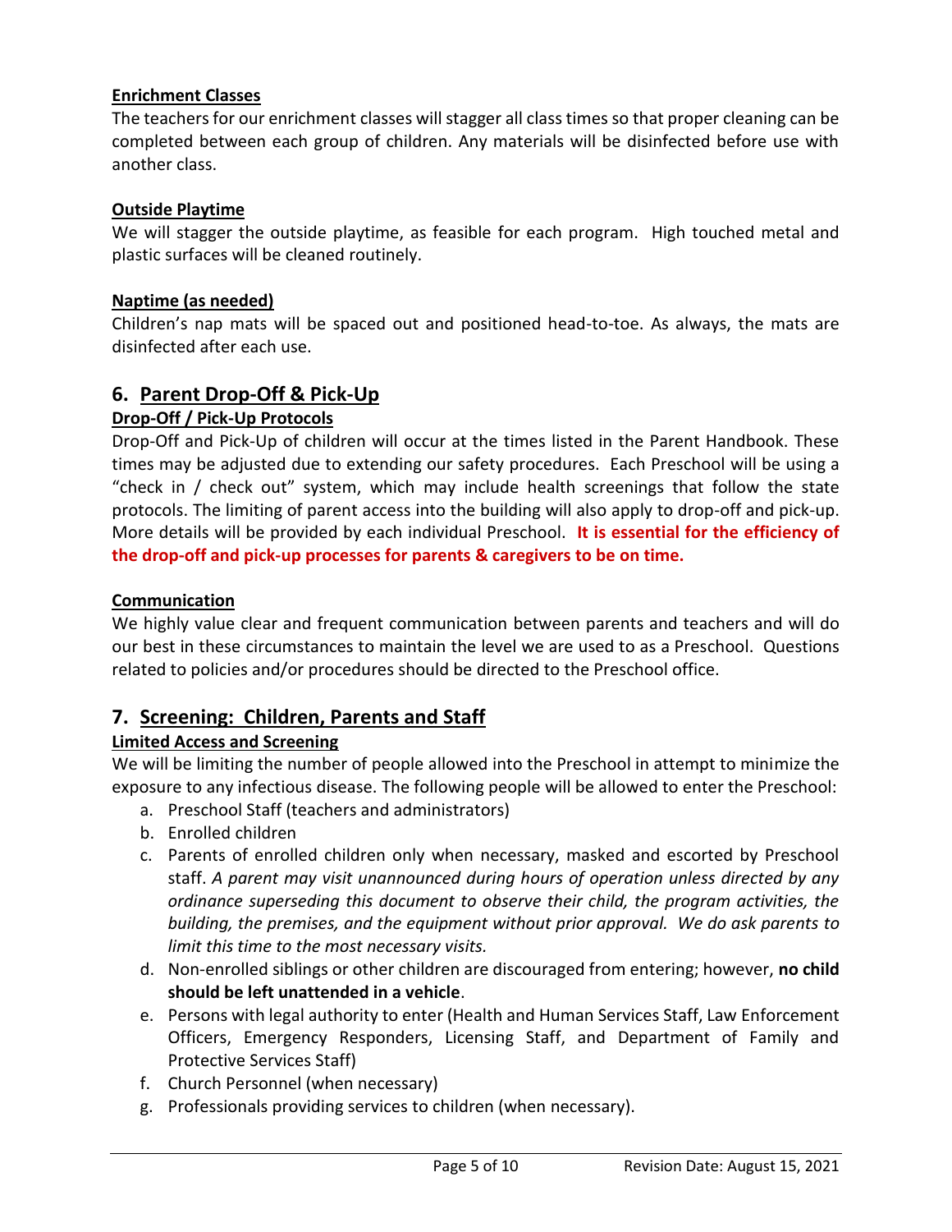**Enrichment Classes**

The teachers for our enrichment classes will stagger all class times so that proper cleaning can be completed between each group of children. Any materials will be disinfected before use with another class.

**Outside Playtime**

We will stagger the outside playtime, as feasible for each program. High touched metal and plastic surfaces will be cleaned routinely.

**Naptime (as needed)**

Children's nap mats will be spaced out and positioned head-to-toe. As always, the mats are disinfected after each use.

## 6. Parent Drop-Off & Pick-Up

**Drop-Off / Pick-Up Protocols**

Drop-Off and Pick-Up of children will occur at the times listed in the Parent Handbook. These times may be adjusted due to extending our safety procedures. Each Preschool will be using a "check in / check out" system, which may include health screenings that follow the state protocols. The limiting of parent access into the building will also apply to drop-off and pick-up. More details will be provided by each individual Preschool. **It is essential for the efficiency of the drop-off and pick-up processes for parents & caregivers to be on time.**

**Communication**

We highly value clear and frequent communication between parents and teachers and will do our best in these circumstances to maintain the level we are used to as a Preschool. Questions related to policies and/or procedures should be directed to the Preschool office.

## 7. Screening: Children, Parents and Staff

**Limited Access and Screening**

We will be limiting the number of people allowed into the Preschool in attempt to minimize the exposure to any infectious disease. The following people will be allowed to enter the Preschool:

a. Preschool Staff (teachers and administrators)
b. Enrolled children
c. Parents of enrolled children only when necessary, masked and escorted by Preschool staff. *A parent may visit unannounced during hours of operation unless directed by any ordinance superseding this document to observe their child, the program activities, the building, the premises, and the equipment without prior approval. We do ask parents to limit this time to the most necessary visits.*
d. Non-enrolled siblings or other children are discouraged from entering; however, **no child should be left unattended in a vehicle**.
e. Persons with legal authority to enter (Health and Human Services Staff, Law Enforcement Officers, Emergency Responders, Licensing Staff, and Department of Family and Protective Services Staff)
f. Church Personnel (when necessary)
g. Professionals providing services to children (when necessary).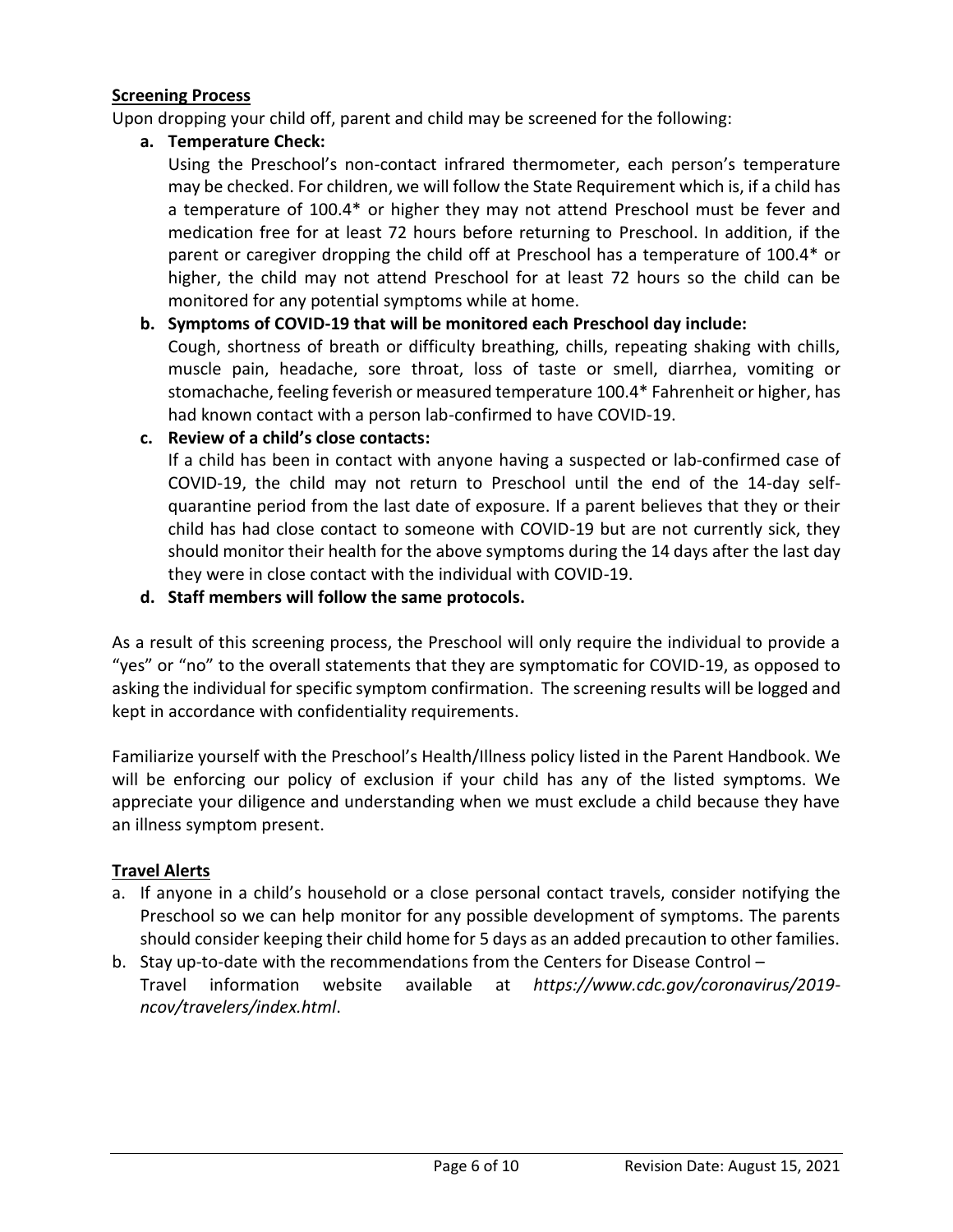**Screening Process**

Upon dropping your child off, parent and child may be screened for the following:

**a. Temperature Check:**
Using the Preschool's non-contact infrared thermometer, each person's temperature may be checked. For children, we will follow the State Requirement which is, if a child has a temperature of 100.4* or higher they may not attend Preschool must be fever and medication free for at least 72 hours before returning to Preschool. In addition, if the parent or caregiver dropping the child off at Preschool has a temperature of 100.4* or higher, the child may not attend Preschool for at least 72 hours so the child can be monitored for any potential symptoms while at home.

**b. Symptoms of COVID-19 that will be monitored each Preschool day include:**
Cough, shortness of breath or difficulty breathing, chills, repeating shaking with chills, muscle pain, headache, sore throat, loss of taste or smell, diarrhea, vomiting or stomachache, feeling feverish or measured temperature 100.4* Fahrenheit or higher, has had known contact with a person lab-confirmed to have COVID-19.

**c. Review of a child's close contacts:**
If a child has been in contact with anyone having a suspected or lab-confirmed case of COVID-19, the child may not return to Preschool until the end of the 14-day self-quarantine period from the last date of exposure. If a parent believes that they or their child has had close contact to someone with COVID-19 but are not currently sick, they should monitor their health for the above symptoms during the 14 days after the last day they were in close contact with the individual with COVID-19.

**d. Staff members will follow the same protocols.**

As a result of this screening process, the Preschool will only require the individual to provide a "yes" or "no" to the overall statements that they are symptomatic for COVID-19, as opposed to asking the individual for specific symptom confirmation. The screening results will be logged and kept in accordance with confidentiality requirements.

Familiarize yourself with the Preschool's Health/Illness policy listed in the Parent Handbook. We will be enforcing our policy of exclusion if your child has any of the listed symptoms. We appreciate your diligence and understanding when we must exclude a child because they have an illness symptom present.

**Travel Alerts**

a. If anyone in a child's household or a close personal contact travels, consider notifying the Preschool so we can help monitor for any possible development of symptoms. The parents should consider keeping their child home for 5 days as an added precaution to other families.
b. Stay up-to-date with the recommendations from the Centers for Disease Control – Travel information website available at *https://www.cdc.gov/coronavirus/2019-ncov/travelers/index.html*.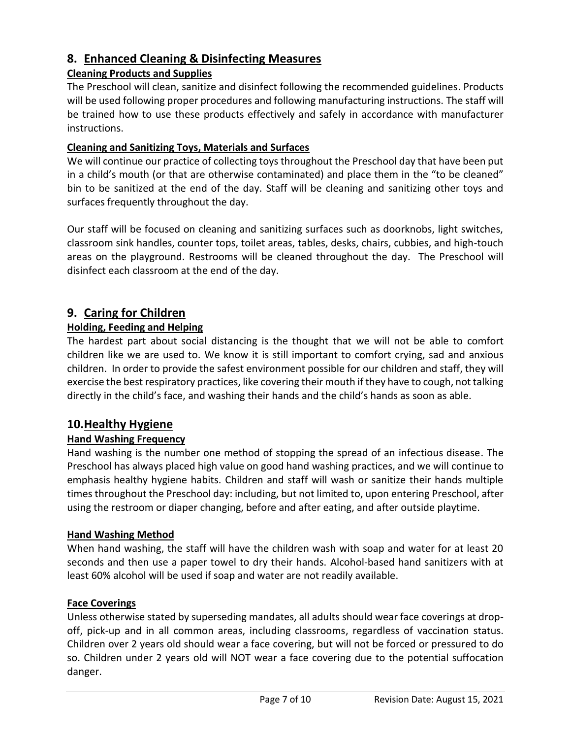## 8. Enhanced Cleaning & Disinfecting Measures

### Cleaning Products and Supplies

The Preschool will clean, sanitize and disinfect following the recommended guidelines. Products will be used following proper procedures and following manufacturing instructions. The staff will be trained how to use these products effectively and safely in accordance with manufacturer instructions.

### Cleaning and Sanitizing Toys, Materials and Surfaces

We will continue our practice of collecting toys throughout the Preschool day that have been put in a child's mouth (or that are otherwise contaminated) and place them in the "to be cleaned" bin to be sanitized at the end of the day. Staff will be cleaning and sanitizing other toys and surfaces frequently throughout the day.

Our staff will be focused on cleaning and sanitizing surfaces such as doorknobs, light switches, classroom sink handles, counter tops, toilet areas, tables, desks, chairs, cubbies, and high-touch areas on the playground. Restrooms will be cleaned throughout the day. The Preschool will disinfect each classroom at the end of the day.

## 9. Caring for Children

### Holding, Feeding and Helping

The hardest part about social distancing is the thought that we will not be able to comfort children like we are used to. We know it is still important to comfort crying, sad and anxious children. In order to provide the safest environment possible for our children and staff, they will exercise the best respiratory practices, like covering their mouth if they have to cough, not talking directly in the child's face, and washing their hands and the child's hands as soon as able.

## 10. Healthy Hygiene

### Hand Washing Frequency

Hand washing is the number one method of stopping the spread of an infectious disease. The Preschool has always placed high value on good hand washing practices, and we will continue to emphasis healthy hygiene habits. Children and staff will wash or sanitize their hands multiple times throughout the Preschool day: including, but not limited to, upon entering Preschool, after using the restroom or diaper changing, before and after eating, and after outside playtime.

### Hand Washing Method

When hand washing, the staff will have the children wash with soap and water for at least 20 seconds and then use a paper towel to dry their hands. Alcohol-based hand sanitizers with at least 60% alcohol will be used if soap and water are not readily available.

### Face Coverings

Unless otherwise stated by superseding mandates, all adults should wear face coverings at drop-off, pick-up and in all common areas, including classrooms, regardless of vaccination status. Children over 2 years old should wear a face covering, but will not be forced or pressured to do so. Children under 2 years old will NOT wear a face covering due to the potential suffocation danger.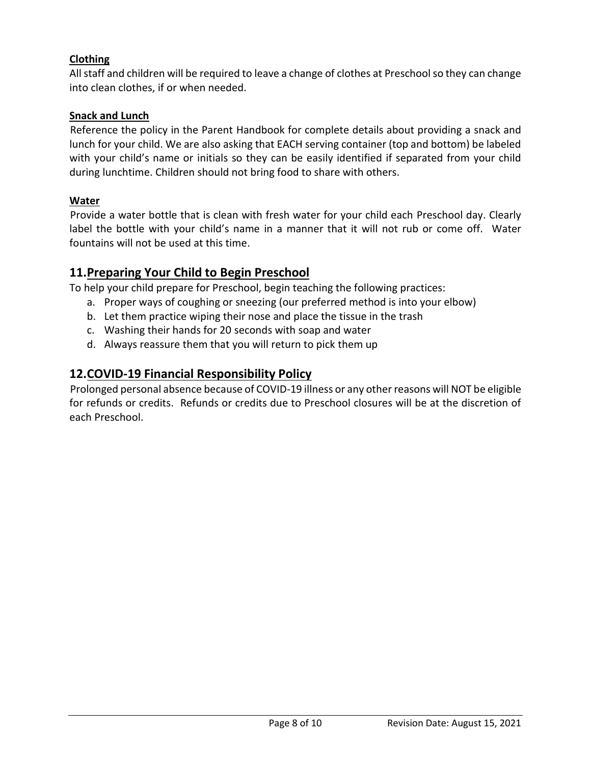**Clothing**

All staff and children will be required to leave a change of clothes at Preschool so they can change into clean clothes, if or when needed.

**Snack and Lunch**

Reference the policy in the Parent Handbook for complete details about providing a snack and lunch for your child. We are also asking that EACH serving container (top and bottom) be labeled with your child's name or initials so they can be easily identified if separated from your child during lunchtime. Children should not bring food to share with others.

**Water**

Provide a water bottle that is clean with fresh water for your child each Preschool day. Clearly label the bottle with your child's name in a manner that it will not rub or come off. Water fountains will not be used at this time.

## 11. Preparing Your Child to Begin Preschool

To help your child prepare for Preschool, begin teaching the following practices:

a. Proper ways of coughing or sneezing (our preferred method is into your elbow)
b. Let them practice wiping their nose and place the tissue in the trash
c. Washing their hands for 20 seconds with soap and water
d. Always reassure them that you will return to pick them up

## 12. COVID-19 Financial Responsibility Policy

Prolonged personal absence because of COVID-19 illness or any other reasons will NOT be eligible for refunds or credits. Refunds or credits due to Preschool closures will be at the discretion of each Preschool.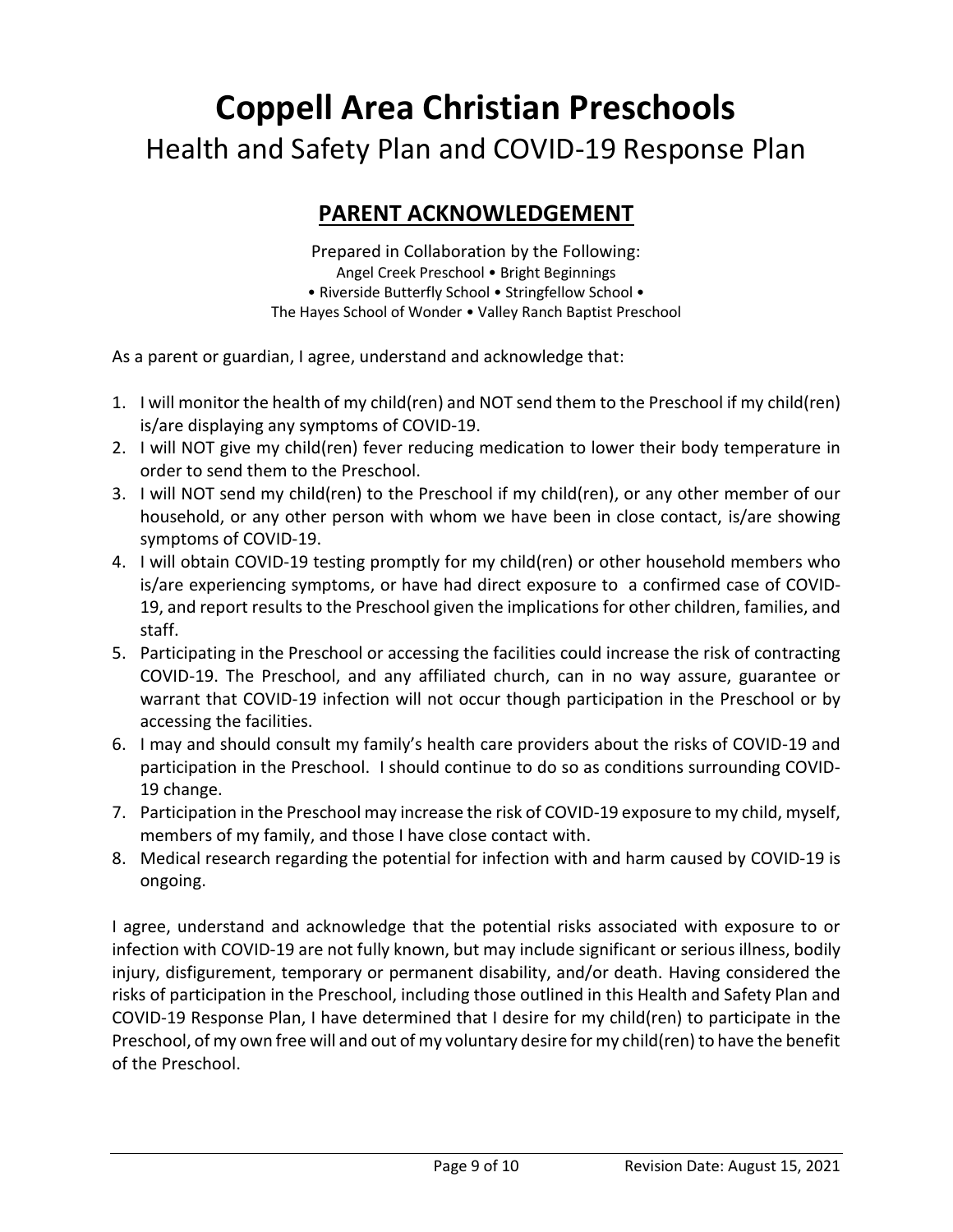# Coppell Area Christian Preschools

## Health and Safety Plan and COVID-19 Response Plan

### PARENT ACKNOWLEDGEMENT

Prepared in Collaboration by the Following:
Angel Creek Preschool • Bright Beginnings
• Riverside Butterfly School • Stringfellow School •
The Hayes School of Wonder • Valley Ranch Baptist Preschool

As a parent or guardian, I agree, understand and acknowledge that:

1. I will monitor the health of my child(ren) and NOT send them to the Preschool if my child(ren) is/are displaying any symptoms of COVID-19.
2. I will NOT give my child(ren) fever reducing medication to lower their body temperature in order to send them to the Preschool.
3. I will NOT send my child(ren) to the Preschool if my child(ren), or any other member of our household, or any other person with whom we have been in close contact, is/are showing symptoms of COVID-19.
4. I will obtain COVID-19 testing promptly for my child(ren) or other household members who is/are experiencing symptoms, or have had direct exposure to a confirmed case of COVID-19, and report results to the Preschool given the implications for other children, families, and staff.
5. Participating in the Preschool or accessing the facilities could increase the risk of contracting COVID-19. The Preschool, and any affiliated church, can in no way assure, guarantee or warrant that COVID-19 infection will not occur though participation in the Preschool or by accessing the facilities.
6. I may and should consult my family's health care providers about the risks of COVID-19 and participation in the Preschool. I should continue to do so as conditions surrounding COVID-19 change.
7. Participation in the Preschool may increase the risk of COVID-19 exposure to my child, myself, members of my family, and those I have close contact with.
8. Medical research regarding the potential for infection with and harm caused by COVID-19 is ongoing.

I agree, understand and acknowledge that the potential risks associated with exposure to or infection with COVID-19 are not fully known, but may include significant or serious illness, bodily injury, disfigurement, temporary or permanent disability, and/or death. Having considered the risks of participation in the Preschool, including those outlined in this Health and Safety Plan and COVID-19 Response Plan, I have determined that I desire for my child(ren) to participate in the Preschool, of my own free will and out of my voluntary desire for my child(ren) to have the benefit of the Preschool.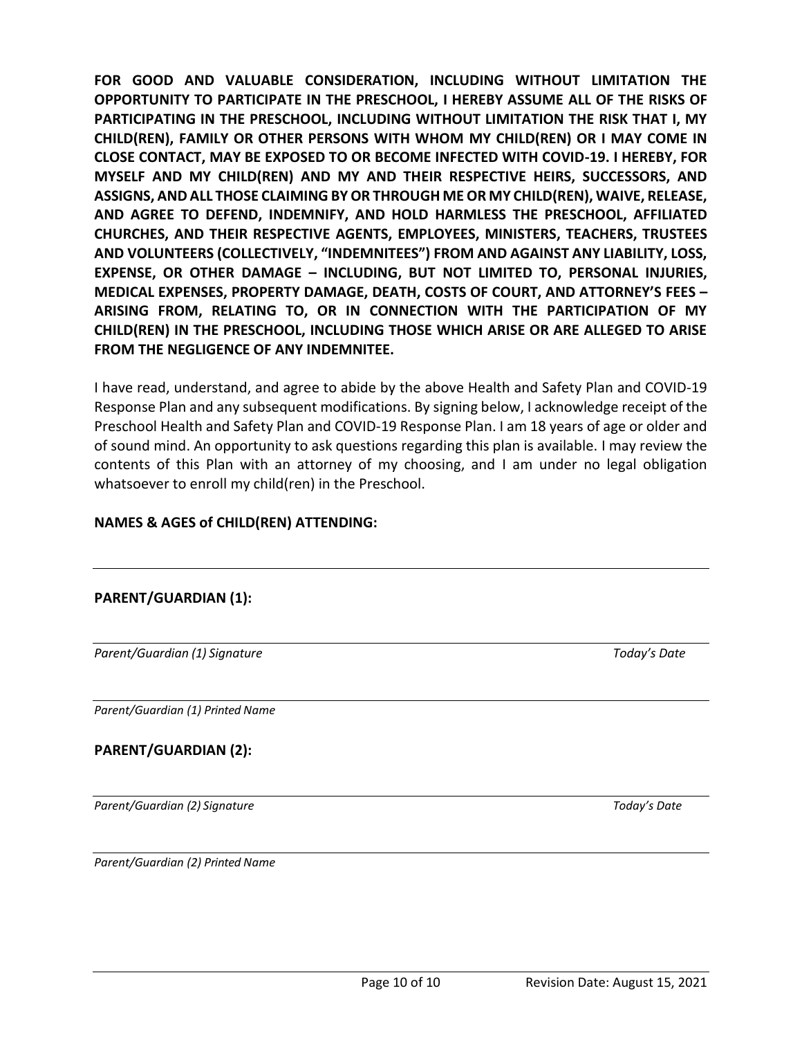**FOR GOOD AND VALUABLE CONSIDERATION, INCLUDING WITHOUT LIMITATION THE OPPORTUNITY TO PARTICIPATE IN THE PRESCHOOL, I HEREBY ASSUME ALL OF THE RISKS OF PARTICIPATING IN THE PRESCHOOL, INCLUDING WITHOUT LIMITATION THE RISK THAT I, MY CHILD(REN), FAMILY OR OTHER PERSONS WITH WHOM MY CHILD(REN) OR I MAY COME IN CLOSE CONTACT, MAY BE EXPOSED TO OR BECOME INFECTED WITH COVID-19. I HEREBY, FOR MYSELF AND MY CHILD(REN) AND MY AND THEIR RESPECTIVE HEIRS, SUCCESSORS, AND ASSIGNS, AND ALL THOSE CLAIMING BY OR THROUGH ME OR MY CHILD(REN), WAIVE, RELEASE, AND AGREE TO DEFEND, INDEMNIFY, AND HOLD HARMLESS THE PRESCHOOL, AFFILIATED CHURCHES, AND THEIR RESPECTIVE AGENTS, EMPLOYEES, MINISTERS, TEACHERS, TRUSTEES AND VOLUNTEERS (COLLECTIVELY, "INDEMNITEES") FROM AND AGAINST ANY LIABILITY, LOSS, EXPENSE, OR OTHER DAMAGE – INCLUDING, BUT NOT LIMITED TO, PERSONAL INJURIES, MEDICAL EXPENSES, PROPERTY DAMAGE, DEATH, COSTS OF COURT, AND ATTORNEY'S FEES – ARISING FROM, RELATING TO, OR IN CONNECTION WITH THE PARTICIPATION OF MY CHILD(REN) IN THE PRESCHOOL, INCLUDING THOSE WHICH ARISE OR ARE ALLEGED TO ARISE FROM THE NEGLIGENCE OF ANY INDEMNITEE.**

I have read, understand, and agree to abide by the above Health and Safety Plan and COVID-19 Response Plan and any subsequent modifications. By signing below, I acknowledge receipt of the Preschool Health and Safety Plan and COVID-19 Response Plan. I am 18 years of age or older and of sound mind. An opportunity to ask questions regarding this plan is available. I may review the contents of this Plan with an attorney of my choosing, and I am under no legal obligation whatsoever to enroll my child(ren) in the Preschool.

**NAMES & AGES of CHILD(REN) ATTENDING:**

______________________________________________________________

**PARENT/GUARDIAN (1):**

______________________________________________________________

*Parent/Guardian (1) Signature* *Today's Date*

______________________________________________________________

*Parent/Guardian (1) Printed Name*

**PARENT/GUARDIAN (2):**

______________________________________________________________

*Parent/Guardian (2) Signature* *Today's Date*

______________________________________________________________

*Parent/Guardian (2) Printed Name*